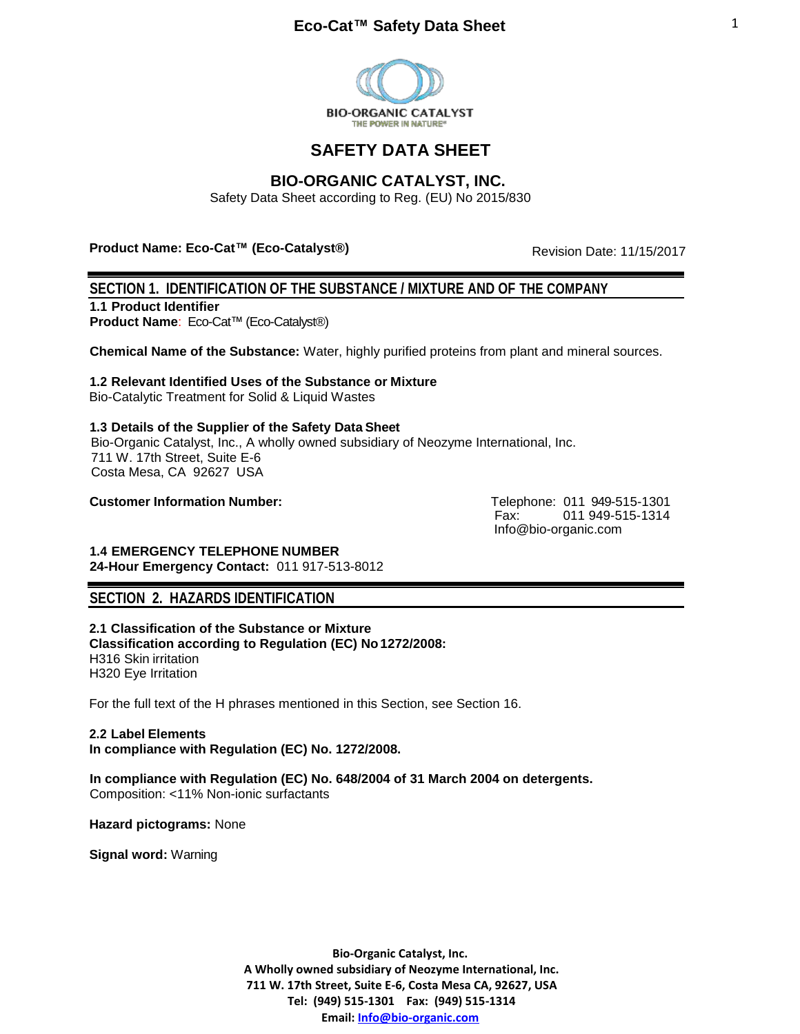BIO-ORGANIC CATALYST
THE POWER IN NATURE

# SAFETY DATA SHEET

## BIO-ORGANIC CATALYST, INC.

Safety Data Sheet according to Reg. (EU) No 2015/830

**Product Name: Eco-Cat™ (Eco-Catalyst®)** Revision Date: 11/15/2017

## SECTION 1. IDENTIFICATION OF THE SUBSTANCE / MIXTURE AND OF THE COMPANY

**1.1 Product Identifier**
**Product Name**: Eco-Cat™ (Eco-Catalyst®)

**Chemical Name of the Substance:** Water, highly purified proteins from plant and mineral sources.

**1.2 Relevant Identified Uses of the Substance or Mixture**
Bio-Catalytic Treatment for Solid & Liquid Wastes

**1.3 Details of the Supplier of the Safety Data Sheet**
Bio-Organic Catalyst, Inc., A wholly owned subsidiary of Neozyme International, Inc.
711 W. 17th Street, Suite E-6
Costa Mesa, CA 92627 USA

**Customer Information Number:**
Telephone: 011 949-515-1301
Fax: 011 949-515-1314
Info@bio-organic.com

**1.4 EMERGENCY TELEPHONE NUMBER**
**24-Hour Emergency Contact:** 011 917-513-8012

## SECTION 2. HAZARDS IDENTIFICATION

**2.1 Classification of the Substance or Mixture**
**Classification according to Regulation (EC) No 1272/2008:**
H316 Skin irritation
H320 Eye Irritation

For the full text of the H phrases mentioned in this Section, see Section 16.

**2.2 Label Elements**
**In compliance with Regulation (EC) No. 1272/2008.**

**In compliance with Regulation (EC) No. 648/2004 of 31 March 2004 on detergents.**
Composition: <11% Non-ionic surfactants

**Hazard pictograms:** None

**Signal word:** Warning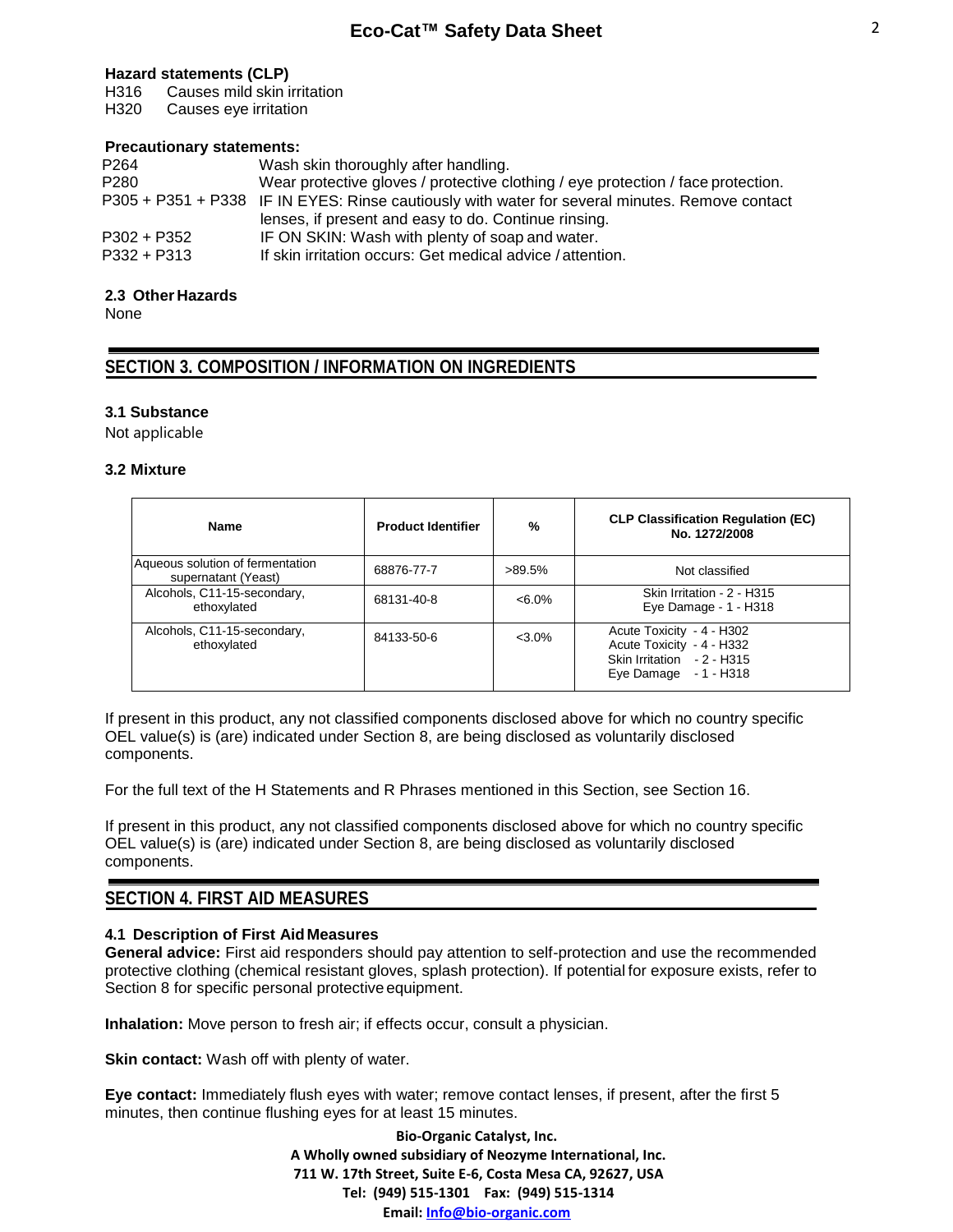**Hazard statements (CLP)**

H316 Causes mild skin irritation
H320 Causes eye irritation

**Precautionary statements:**

| | |
|---|---|
| P264 | Wash skin thoroughly after handling. |
| P280 | Wear protective gloves / protective clothing / eye protection / face protection. |
| P305 + P351 + P338 | IF IN EYES: Rinse cautiously with water for several minutes. Remove contact lenses, if present and easy to do. Continue rinsing. |
| P302 + P352 | IF ON SKIN: Wash with plenty of soap and water. |
| P332 + P313 | If skin irritation occurs: Get medical advice / attention. |

**2.3 Other Hazards**

None

## SECTION 3. COMPOSITION / INFORMATION ON INGREDIENTS

**3.1 Substance**

Not applicable

**3.2 Mixture**

| Name | Product Identifier | % | CLP Classification Regulation (EC) No. 1272/2008 |
|---|---|---|---|
| Aqueous solution of fermentation supernatant (Yeast) | 68876-77-7 | >89.5% | Not classified |
| Alcohols, C11-15-secondary, ethoxylated | 68131-40-8 | <6.0% | Skin Irritation - 2 - H315<br>Eye Damage - 1 - H318 |
| Alcohols, C11-15-secondary, ethoxylated | 84133-50-6 | <3.0% | Acute Toxicity - 4 - H302<br>Acute Toxicity - 4 - H332<br>Skin Irritation - 2 - H315<br>Eye Damage - 1 - H318 |

If present in this product, any not classified components disclosed above for which no country specific OEL value(s) is (are) indicated under Section 8, are being disclosed as voluntarily disclosed components.

For the full text of the H Statements and R Phrases mentioned in this Section, see Section 16.

If present in this product, any not classified components disclosed above for which no country specific OEL value(s) is (are) indicated under Section 8, are being disclosed as voluntarily disclosed components.

## SECTION 4. FIRST AID MEASURES

**4.1 Description of First Aid Measures**

**General advice:** First aid responders should pay attention to self-protection and use the recommended protective clothing (chemical resistant gloves, splash protection). If potential for exposure exists, refer to Section 8 for specific personal protective equipment.

**Inhalation:** Move person to fresh air; if effects occur, consult a physician.

**Skin contact:** Wash off with plenty of water.

**Eye contact:** Immediately flush eyes with water; remove contact lenses, if present, after the first 5 minutes, then continue flushing eyes for at least 15 minutes.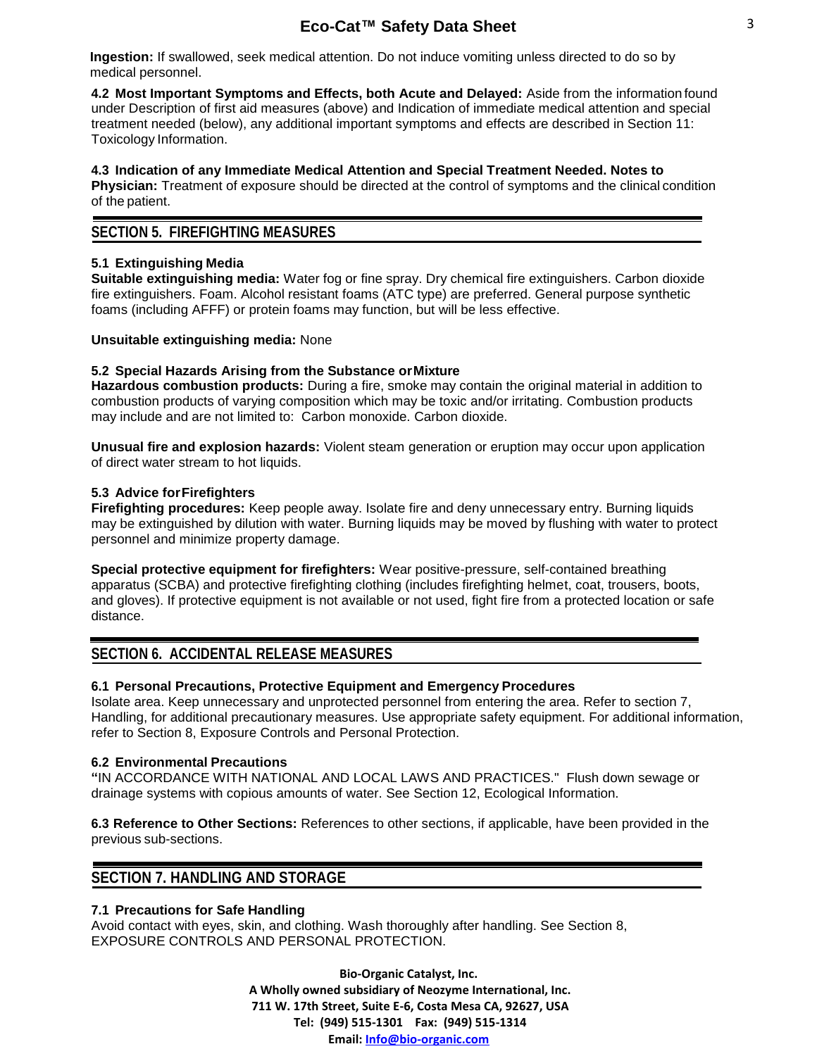**Ingestion:** If swallowed, seek medical attention. Do not induce vomiting unless directed to do so by medical personnel.

**4.2 Most Important Symptoms and Effects, both Acute and Delayed:** Aside from the information found under Description of first aid measures (above) and Indication of immediate medical attention and special treatment needed (below), any additional important symptoms and effects are described in Section 11: Toxicology Information.

**4.3 Indication of any Immediate Medical Attention and Special Treatment Needed. Notes to Physician:** Treatment of exposure should be directed at the control of symptoms and the clinical condition of the patient.

## SECTION 5. FIREFIGHTING MEASURES

**5.1 Extinguishing Media**
**Suitable extinguishing media:** Water fog or fine spray. Dry chemical fire extinguishers. Carbon dioxide fire extinguishers. Foam. Alcohol resistant foams (ATC type) are preferred. General purpose synthetic foams (including AFFF) or protein foams may function, but will be less effective.

**Unsuitable extinguishing media:** None

**5.2 Special Hazards Arising from the Substance or Mixture**
**Hazardous combustion products:** During a fire, smoke may contain the original material in addition to combustion products of varying composition which may be toxic and/or irritating. Combustion products may include and are not limited to: Carbon monoxide. Carbon dioxide.

**Unusual fire and explosion hazards:** Violent steam generation or eruption may occur upon application of direct water stream to hot liquids.

**5.3 Advice for Firefighters**
**Firefighting procedures:** Keep people away. Isolate fire and deny unnecessary entry. Burning liquids may be extinguished by dilution with water. Burning liquids may be moved by flushing with water to protect personnel and minimize property damage.

**Special protective equipment for firefighters:** Wear positive-pressure, self-contained breathing apparatus (SCBA) and protective firefighting clothing (includes firefighting helmet, coat, trousers, boots, and gloves). If protective equipment is not available or not used, fight fire from a protected location or safe distance.

## SECTION 6. ACCIDENTAL RELEASE MEASURES

**6.1 Personal Precautions, Protective Equipment and Emergency Procedures**
Isolate area. Keep unnecessary and unprotected personnel from entering the area. Refer to section 7, Handling, for additional precautionary measures. Use appropriate safety equipment. For additional information, refer to Section 8, Exposure Controls and Personal Protection.

**6.2 Environmental Precautions**
**"**IN ACCORDANCE WITH NATIONAL AND LOCAL LAWS AND PRACTICES." Flush down sewage or drainage systems with copious amounts of water. See Section 12, Ecological Information.

**6.3 Reference to Other Sections:** References to other sections, if applicable, have been provided in the previous sub-sections.

## SECTION 7. HANDLING AND STORAGE

**7.1 Precautions for Safe Handling**
Avoid contact with eyes, skin, and clothing. Wash thoroughly after handling. See Section 8, EXPOSURE CONTROLS AND PERSONAL PROTECTION.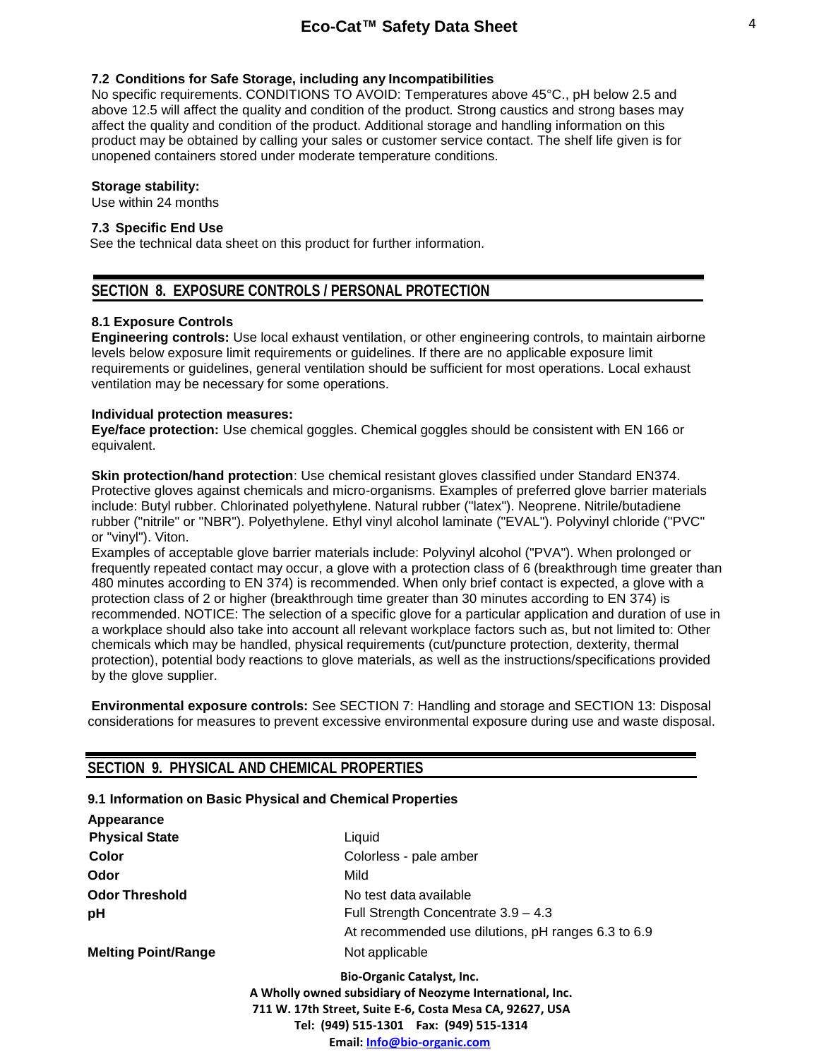### 7.2 Conditions for Safe Storage, including any Incompatibilities

No specific requirements. CONDITIONS TO AVOID: Temperatures above 45°C., pH below 2.5 and above 12.5 will affect the quality and condition of the product. Strong caustics and strong bases may affect the quality and condition of the product. Additional storage and handling information on this product may be obtained by calling your sales or customer service contact. The shelf life given is for unopened containers stored under moderate temperature conditions.

**Storage stability:**
Use within 24 months

### 7.3 Specific End Use

See the technical data sheet on this product for further information.

## SECTION 8. EXPOSURE CONTROLS / PERSONAL PROTECTION

### 8.1 Exposure Controls

**Engineering controls:** Use local exhaust ventilation, or other engineering controls, to maintain airborne levels below exposure limit requirements or guidelines. If there are no applicable exposure limit requirements or guidelines, general ventilation should be sufficient for most operations. Local exhaust ventilation may be necessary for some operations.

**Individual protection measures:**
**Eye/face protection:** Use chemical goggles. Chemical goggles should be consistent with EN 166 or equivalent.

**Skin protection/hand protection**: Use chemical resistant gloves classified under Standard EN374. Protective gloves against chemicals and micro-organisms. Examples of preferred glove barrier materials include: Butyl rubber. Chlorinated polyethylene. Natural rubber ("latex"). Neoprene. Nitrile/butadiene rubber ("nitrile" or "NBR"). Polyethylene. Ethyl vinyl alcohol laminate ("EVAL"). Polyvinyl chloride ("PVC" or "vinyl"). Viton.
Examples of acceptable glove barrier materials include: Polyvinyl alcohol ("PVA"). When prolonged or frequently repeated contact may occur, a glove with a protection class of 6 (breakthrough time greater than 480 minutes according to EN 374) is recommended. When only brief contact is expected, a glove with a protection class of 2 or higher (breakthrough time greater than 30 minutes according to EN 374) is recommended. NOTICE: The selection of a specific glove for a particular application and duration of use in a workplace should also take into account all relevant workplace factors such as, but not limited to: Other chemicals which may be handled, physical requirements (cut/puncture protection, dexterity, thermal protection), potential body reactions to glove materials, as well as the instructions/specifications provided by the glove supplier.

**Environmental exposure controls:** See SECTION 7: Handling and storage and SECTION 13: Disposal considerations for measures to prevent excessive environmental exposure during use and waste disposal.

## SECTION 9. PHYSICAL AND CHEMICAL PROPERTIES

### 9.1 Information on Basic Physical and Chemical Properties

| **Appearance** | |
|---|---|
| **Physical State** | Liquid |
| **Color** | Colorless - pale amber |
| **Odor** | Mild |
| **Odor Threshold** | No test data available |
| **pH** | Full Strength Concentrate 3.9 – 4.3<br>At recommended use dilutions, pH ranges 6.3 to 6.9 |
| **Melting Point/Range** | Not applicable |

**Bio-Organic Catalyst, Inc.**
**A Wholly owned subsidiary of Neozyme International, Inc.**
**711 W. 17th Street, Suite E-6, Costa Mesa CA, 92627, USA**
**Tel: (949) 515-1301 Fax: (949) 515-1314**
**Email: Info@bio-organic.com**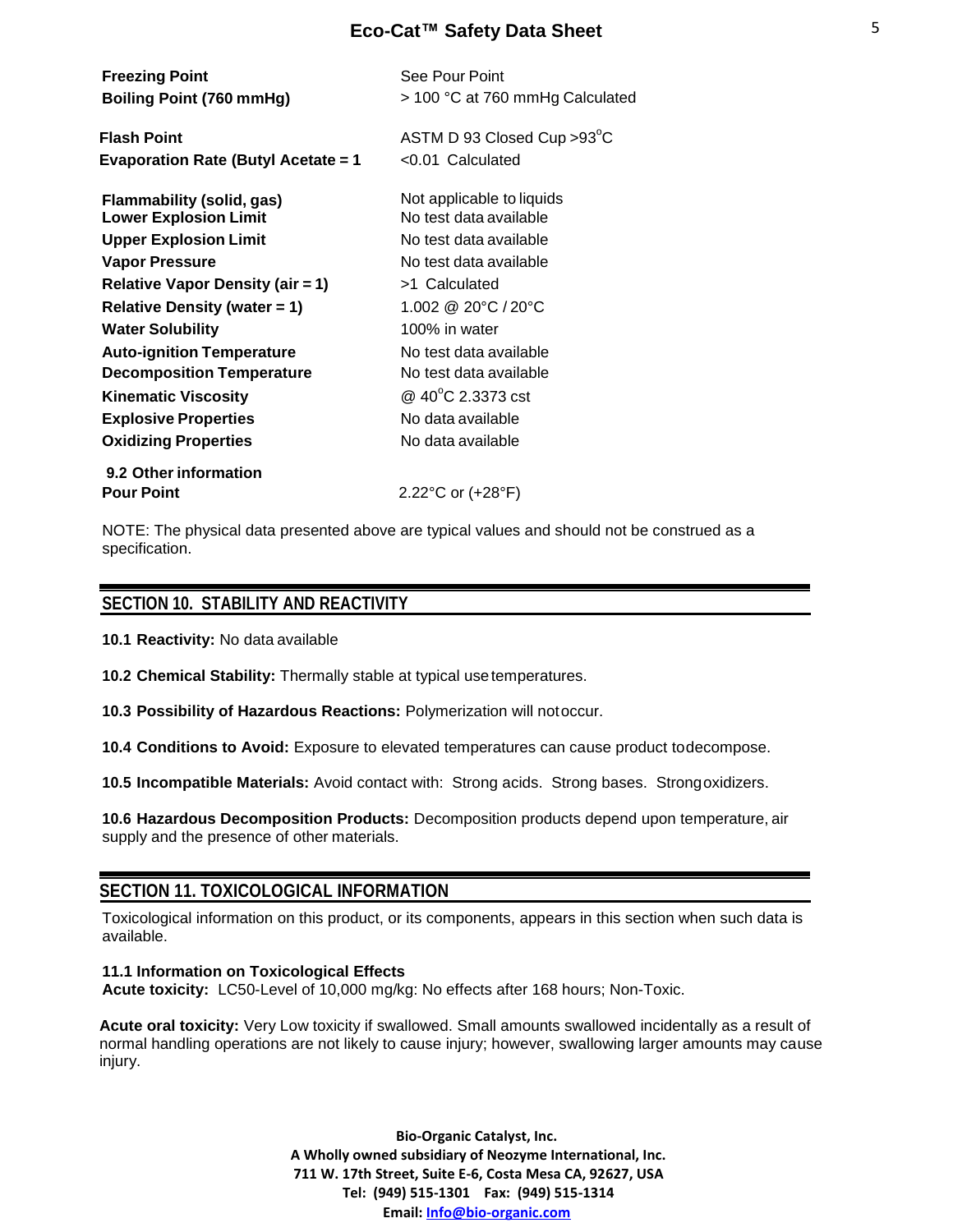| | |
|---|---|
| **Freezing Point** | See Pour Point |
| **Boiling Point (760 mmHg)** | > 100 °C at 760 mmHg Calculated |
| **Flash Point** | ASTM D 93 Closed Cup >93°C |
| **Evaporation Rate (Butyl Acetate = 1** | <0.01 Calculated |
| **Flammability (solid, gas)** | Not applicable to liquids |
| **Lower Explosion Limit** | No test data available |
| **Upper Explosion Limit** | No test data available |
| **Vapor Pressure** | No test data available |
| **Relative Vapor Density (air = 1)** | >1 Calculated |
| **Relative Density (water = 1)** | 1.002 @ 20°C / 20°C |
| **Water Solubility** | 100% in water |
| **Auto-ignition Temperature** | No test data available |
| **Decomposition Temperature** | No test data available |
| **Kinematic Viscosity** | @ 40°C 2.3373 cst |
| **Explosive Properties** | No data available |
| **Oxidizing Properties** | No data available |

**9.2 Other information**

| | |
|---|---|
| **Pour Point** | 2.22°C or (+28°F) |

NOTE: The physical data presented above are typical values and should not be construed as a specification.

## SECTION 10. STABILITY AND REACTIVITY

**10.1 Reactivity:** No data available

**10.2 Chemical Stability:** Thermally stable at typical use temperatures.

**10.3 Possibility of Hazardous Reactions:** Polymerization will not occur.

**10.4 Conditions to Avoid:** Exposure to elevated temperatures can cause product to decompose.

**10.5 Incompatible Materials:** Avoid contact with: Strong acids. Strong bases. Strong oxidizers.

**10.6 Hazardous Decomposition Products:** Decomposition products depend upon temperature, air supply and the presence of other materials.

## SECTION 11. TOXICOLOGICAL INFORMATION

Toxicological information on this product, or its components, appears in this section when such data is available.

**11.1 Information on Toxicological Effects**
**Acute toxicity:** LC50-Level of 10,000 mg/kg: No effects after 168 hours; Non-Toxic.

**Acute oral toxicity:** Very Low toxicity if swallowed. Small amounts swallowed incidentally as a result of normal handling operations are not likely to cause injury; however, swallowing larger amounts may cause injury.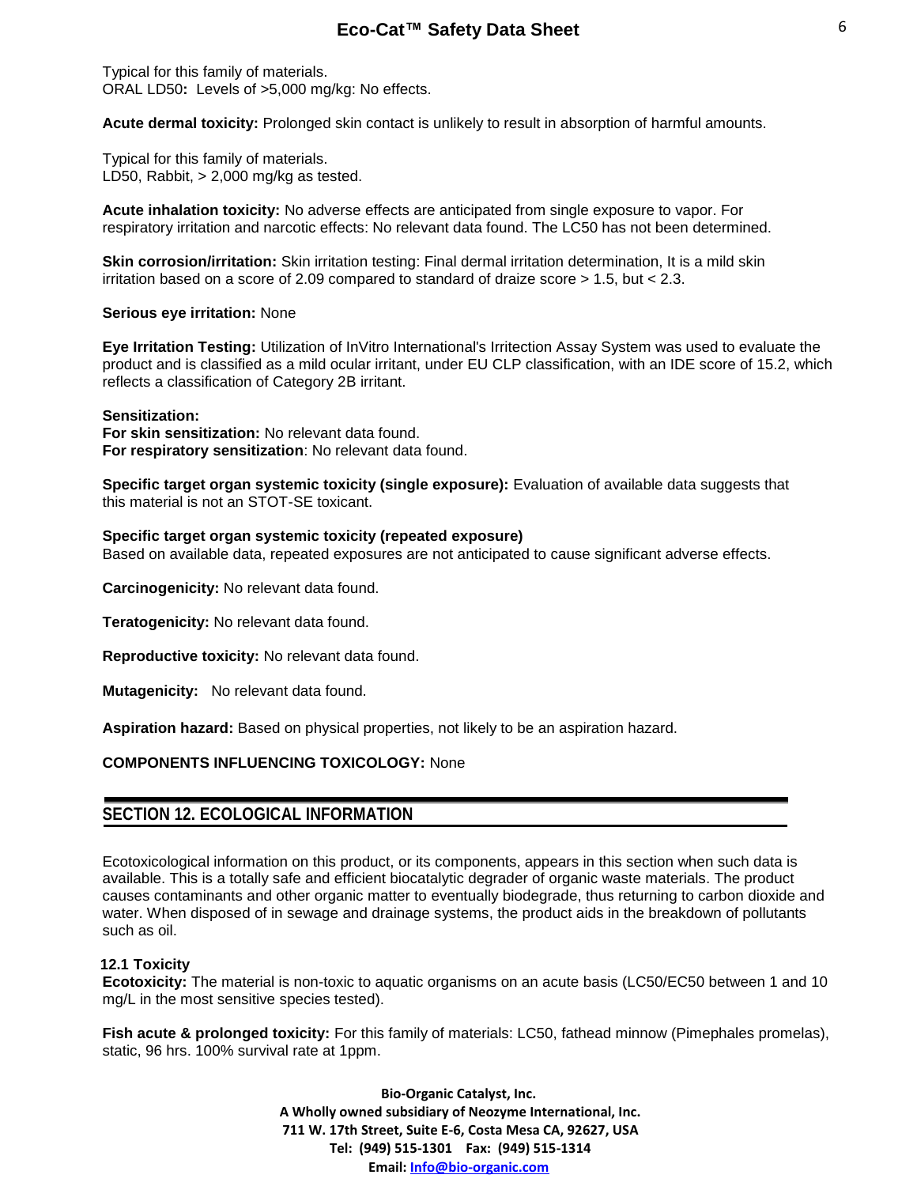Typical for this family of materials.
ORAL LD50**:** Levels of >5,000 mg/kg: No effects.

**Acute dermal toxicity:** Prolonged skin contact is unlikely to result in absorption of harmful amounts.

Typical for this family of materials.
LD50, Rabbit, > 2,000 mg/kg as tested.

**Acute inhalation toxicity:** No adverse effects are anticipated from single exposure to vapor. For respiratory irritation and narcotic effects: No relevant data found. The LC50 has not been determined.

**Skin corrosion/irritation:** Skin irritation testing: Final dermal irritation determination, It is a mild skin irritation based on a score of 2.09 compared to standard of draize score > 1.5, but < 2.3.

**Serious eye irritation:** None

**Eye Irritation Testing:** Utilization of InVitro International's Irritection Assay System was used to evaluate the product and is classified as a mild ocular irritant, under EU CLP classification, with an IDE score of 15.2, which reflects a classification of Category 2B irritant.

**Sensitization:**
**For skin sensitization:** No relevant data found.
**For respiratory sensitization**: No relevant data found.

**Specific target organ systemic toxicity (single exposure):** Evaluation of available data suggests that this material is not an STOT-SE toxicant.

**Specific target organ systemic toxicity (repeated exposure)**
Based on available data, repeated exposures are not anticipated to cause significant adverse effects.

**Carcinogenicity:** No relevant data found.

**Teratogenicity:** No relevant data found.

**Reproductive toxicity:** No relevant data found.

**Mutagenicity:** No relevant data found.

**Aspiration hazard:** Based on physical properties, not likely to be an aspiration hazard.

**COMPONENTS INFLUENCING TOXICOLOGY:** None

## SECTION 12. ECOLOGICAL INFORMATION

Ecotoxicological information on this product, or its components, appears in this section when such data is available. This is a totally safe and efficient biocatalytic degrader of organic waste materials. The product causes contaminants and other organic matter to eventually biodegrade, thus returning to carbon dioxide and water. When disposed of in sewage and drainage systems, the product aids in the breakdown of pollutants such as oil.

### 12.1 Toxicity

**Ecotoxicity:** The material is non-toxic to aquatic organisms on an acute basis (LC50/EC50 between 1 and 10 mg/L in the most sensitive species tested).

**Fish acute & prolonged toxicity:** For this family of materials: LC50, fathead minnow (Pimephales promelas), static, 96 hrs. 100% survival rate at 1ppm.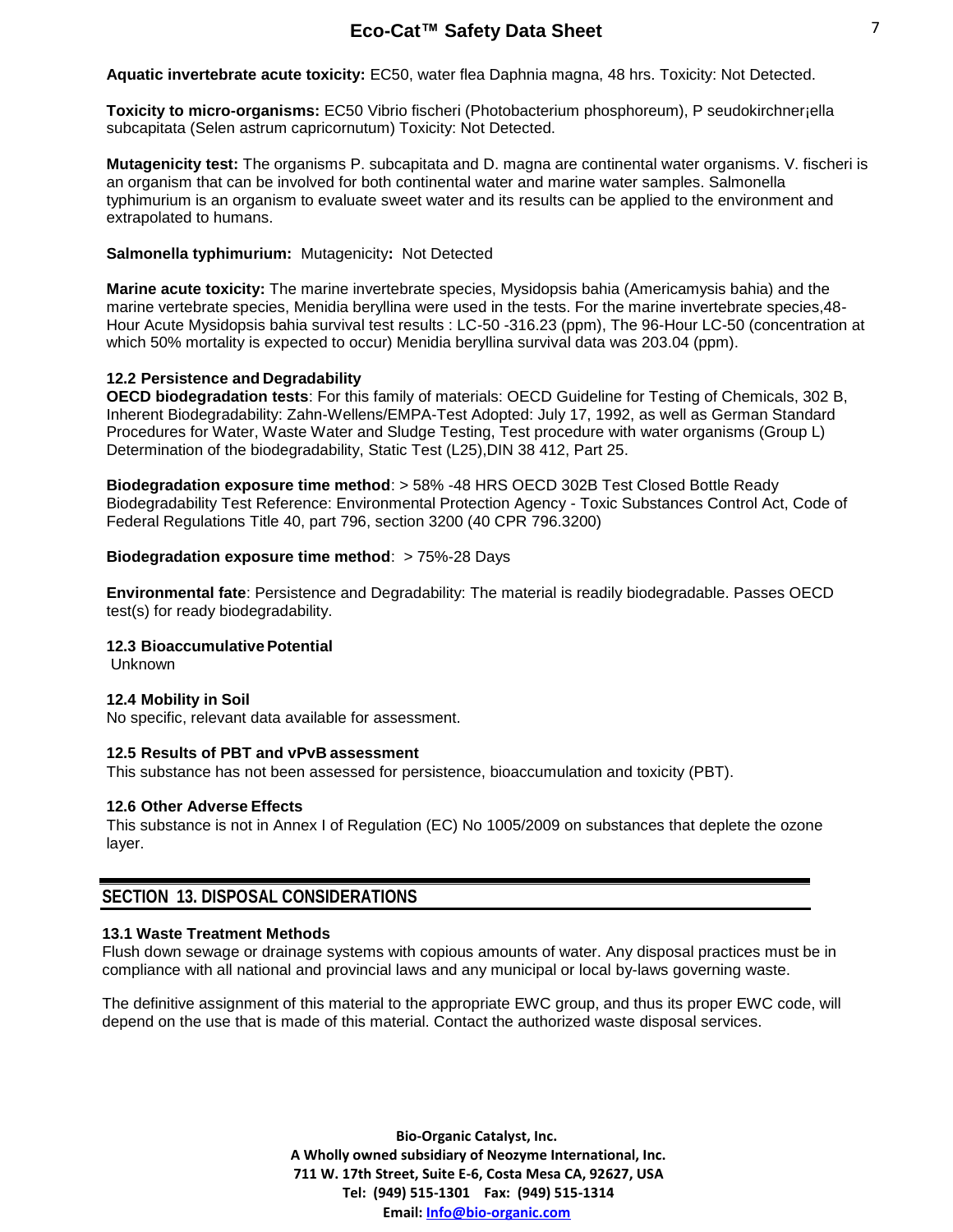**Aquatic invertebrate acute toxicity:** EC50, water flea Daphnia magna, 48 hrs. Toxicity: Not Detected.

**Toxicity to micro-organisms:** EC50 Vibrio fischeri (Photobacterium phosphoreum), P seudokirchner¡ella subcapitata (Selen astrum capricornutum) Toxicity: Not Detected.

**Mutagenicity test:** The organisms P. subcapitata and D. magna are continental water organisms. V. fischeri is an organism that can be involved for both continental water and marine water samples. Salmonella typhimurium is an organism to evaluate sweet water and its results can be applied to the environment and extrapolated to humans.

**Salmonella typhimurium:** Mutagenicity**:** Not Detected

**Marine acute toxicity:** The marine invertebrate species, Mysidopsis bahia (Americamysis bahia) and the marine vertebrate species, Menidia beryllina were used in the tests. For the marine invertebrate species,48-Hour Acute Mysidopsis bahia survival test results : LC-50 -316.23 (ppm), The 96-Hour LC-50 (concentration at which 50% mortality is expected to occur) Menidia beryllina survival data was 203.04 (ppm).

**12.2 Persistence and Degradability**

**OECD biodegradation tests**: For this family of materials: OECD Guideline for Testing of Chemicals, 302 B, Inherent Biodegradability: Zahn-Wellens/EMPA-Test Adopted: July 17, 1992, as well as German Standard Procedures for Water, Waste Water and Sludge Testing, Test procedure with water organisms (Group L) Determination of the biodegradability, Static Test (L25),DIN 38 412, Part 25.

**Biodegradation exposure time method**: > 58% -48 HRS OECD 302B Test Closed Bottle Ready Biodegradability Test Reference: Environmental Protection Agency - Toxic Substances Control Act, Code of Federal Regulations Title 40, part 796, section 3200 (40 CPR 796.3200)

**Biodegradation exposure time method**: > 75%-28 Days

**Environmental fate**: Persistence and Degradability: The material is readily biodegradable. Passes OECD test(s) for ready biodegradability.

**12.3 Bioaccumulative Potential**

Unknown

**12.4 Mobility in Soil**

No specific, relevant data available for assessment.

**12.5 Results of PBT and vPvB assessment**

This substance has not been assessed for persistence, bioaccumulation and toxicity (PBT).

**12.6 Other Adverse Effects**

This substance is not in Annex I of Regulation (EC) No 1005/2009 on substances that deplete the ozone layer.

## SECTION 13. DISPOSAL CONSIDERATIONS

**13.1 Waste Treatment Methods**

Flush down sewage or drainage systems with copious amounts of water. Any disposal practices must be in compliance with all national and provincial laws and any municipal or local by-laws governing waste.

The definitive assignment of this material to the appropriate EWC group, and thus its proper EWC code, will depend on the use that is made of this material. Contact the authorized waste disposal services.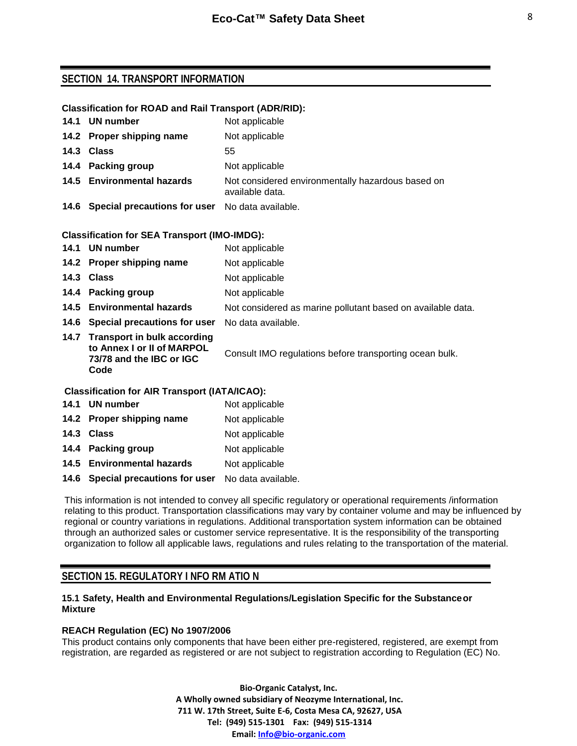## SECTION 14. TRANSPORT INFORMATION

**Classification for ROAD and Rail Transport (ADR/RID):**

| | |
|---|---|
| **14.1 UN number** | Not applicable |
| **14.2 Proper shipping name** | Not applicable |
| **14.3 Class** | 55 |
| **14.4 Packing group** | Not applicable |
| **14.5 Environmental hazards** | Not considered environmentally hazardous based on available data. |
| **14.6 Special precautions for user** | No data available. |

**Classification for SEA Transport (IMO-IMDG):**

| | |
|---|---|
| **14.1 UN number** | Not applicable |
| **14.2 Proper shipping name** | Not applicable |
| **14.3 Class** | Not applicable |
| **14.4 Packing group** | Not applicable |
| **14.5 Environmental hazards** | Not considered as marine pollutant based on available data. |
| **14.6 Special precautions for user** | No data available. |
| **14.7 Transport in bulk according to Annex I or II of MARPOL 73/78 and the IBC or IGC Code** | Consult IMO regulations before transporting ocean bulk. |

**Classification for AIR Transport (IATA/ICAO):**

| | |
|---|---|
| **14.1 UN number** | Not applicable |
| **14.2 Proper shipping name** | Not applicable |
| **14.3 Class** | Not applicable |
| **14.4 Packing group** | Not applicable |
| **14.5 Environmental hazards** | Not applicable |
| **14.6 Special precautions for user** | No data available. |

This information is not intended to convey all specific regulatory or operational requirements /information relating to this product. Transportation classifications may vary by container volume and may be influenced by regional or country variations in regulations. Additional transportation system information can be obtained through an authorized sales or customer service representative. It is the responsibility of the transporting organization to follow all applicable laws, regulations and rules relating to the transportation of the material.

## SECTION 15. REGULATORY INFORMATION

**15.1 Safety, Health and Environmental Regulations/Legislation Specific for the Substance or Mixture**

**REACH Regulation (EC) No 1907/2006**

This product contains only components that have been either pre-registered, registered, are exempt from registration, are regarded as registered or are not subject to registration according to Regulation (EC) No.

**Bio-Organic Catalyst, Inc.**
**A Wholly owned subsidiary of Neozyme International, Inc.**
**711 W. 17th Street, Suite E-6, Costa Mesa CA, 92627, USA**
**Tel: (949) 515-1301 Fax: (949) 515-1314**
**Email: Info@bio-organic.com**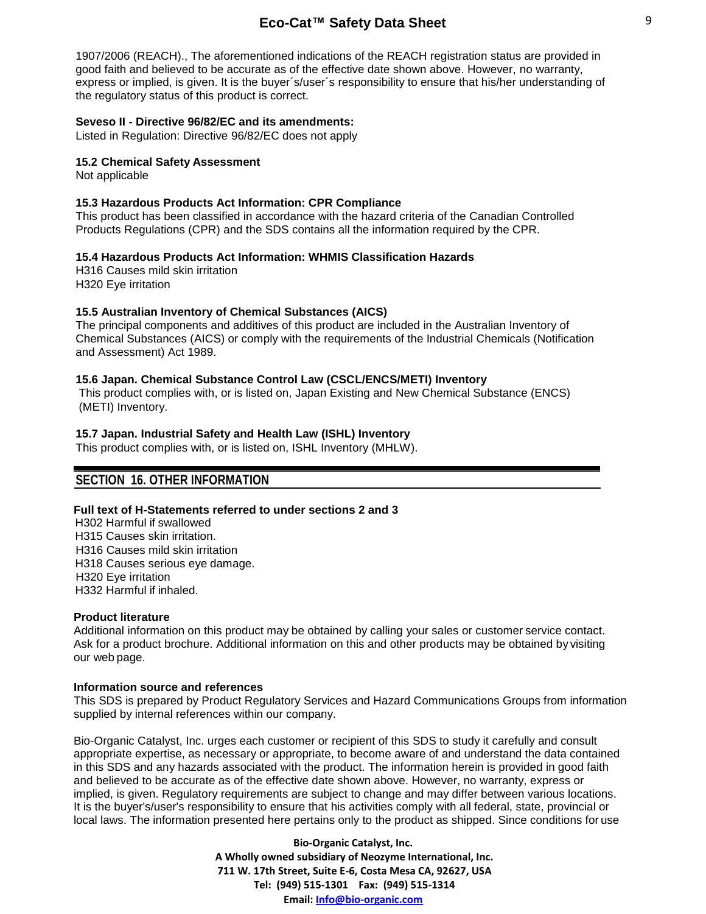1907/2006 (REACH)., The aforementioned indications of the REACH registration status are provided in good faith and believed to be accurate as of the effective date shown above. However, no warranty, express or implied, is given. It is the buyer´s/user´s responsibility to ensure that his/her understanding of the regulatory status of this product is correct.

**Seveso II - Directive 96/82/EC and its amendments:**
Listed in Regulation: Directive 96/82/EC does not apply

**15.2 Chemical Safety Assessment**
Not applicable

**15.3 Hazardous Products Act Information: CPR Compliance**
This product has been classified in accordance with the hazard criteria of the Canadian Controlled Products Regulations (CPR) and the SDS contains all the information required by the CPR.

**15.4 Hazardous Products Act Information: WHMIS Classification Hazards**
H316 Causes mild skin irritation
H320 Eye irritation

**15.5 Australian Inventory of Chemical Substances (AICS)**
The principal components and additives of this product are included in the Australian Inventory of Chemical Substances (AICS) or comply with the requirements of the Industrial Chemicals (Notification and Assessment) Act 1989.

**15.6 Japan. Chemical Substance Control Law (CSCL/ENCS/METI) Inventory**
This product complies with, or is listed on, Japan Existing and New Chemical Substance (ENCS) (METI) Inventory.

**15.7 Japan. Industrial Safety and Health Law (ISHL) Inventory**
This product complies with, or is listed on, ISHL Inventory (MHLW).

## SECTION 16. OTHER INFORMATION

**Full text of H-Statements referred to under sections 2 and 3**
H302 Harmful if swallowed
H315 Causes skin irritation.
H316 Causes mild skin irritation
H318 Causes serious eye damage.
H320 Eye irritation
H332 Harmful if inhaled.

**Product literature**
Additional information on this product may be obtained by calling your sales or customer service contact. Ask for a product brochure. Additional information on this and other products may be obtained by visiting our web page.

**Information source and references**
This SDS is prepared by Product Regulatory Services and Hazard Communications Groups from information supplied by internal references within our company.

Bio-Organic Catalyst, Inc. urges each customer or recipient of this SDS to study it carefully and consult appropriate expertise, as necessary or appropriate, to become aware of and understand the data contained in this SDS and any hazards associated with the product. The information herein is provided in good faith and believed to be accurate as of the effective date shown above. However, no warranty, express or implied, is given. Regulatory requirements are subject to change and may differ between various locations. It is the buyer's/user's responsibility to ensure that his activities comply with all federal, state, provincial or local laws. The information presented here pertains only to the product as shipped. Since conditions for use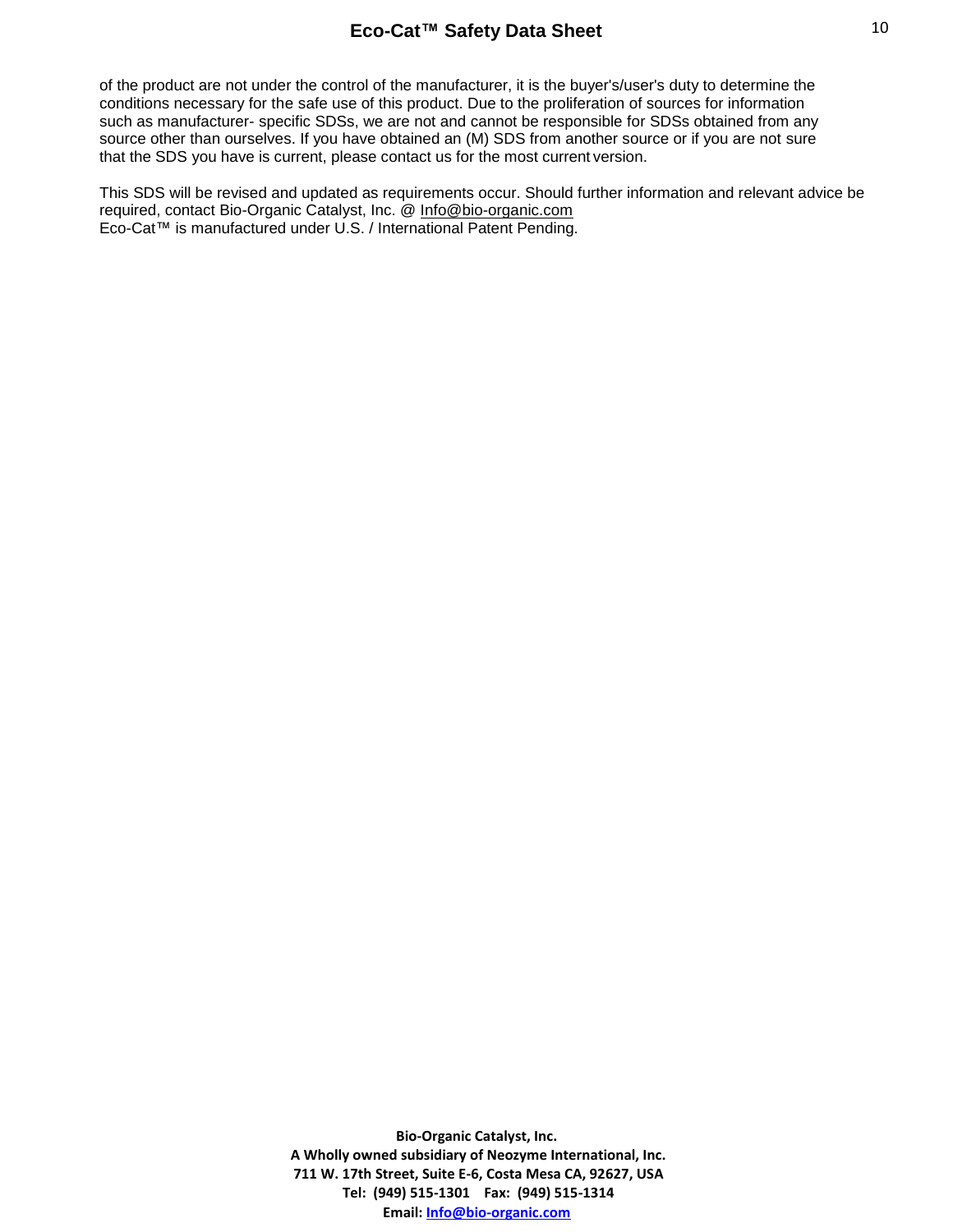of the product are not under the control of the manufacturer, it is the buyer's/user's duty to determine the conditions necessary for the safe use of this product. Due to the proliferation of sources for information such as manufacturer- specific SDSs, we are not and cannot be responsible for SDSs obtained from any source other than ourselves. If you have obtained an (M) SDS from another source or if you are not sure that the SDS you have is current, please contact us for the most current version.

This SDS will be revised and updated as requirements occur. Should further information and relevant advice be required, contact Bio-Organic Catalyst, Inc. @ Info@bio-organic.com
Eco-Cat™ is manufactured under U.S. / International Patent Pending.